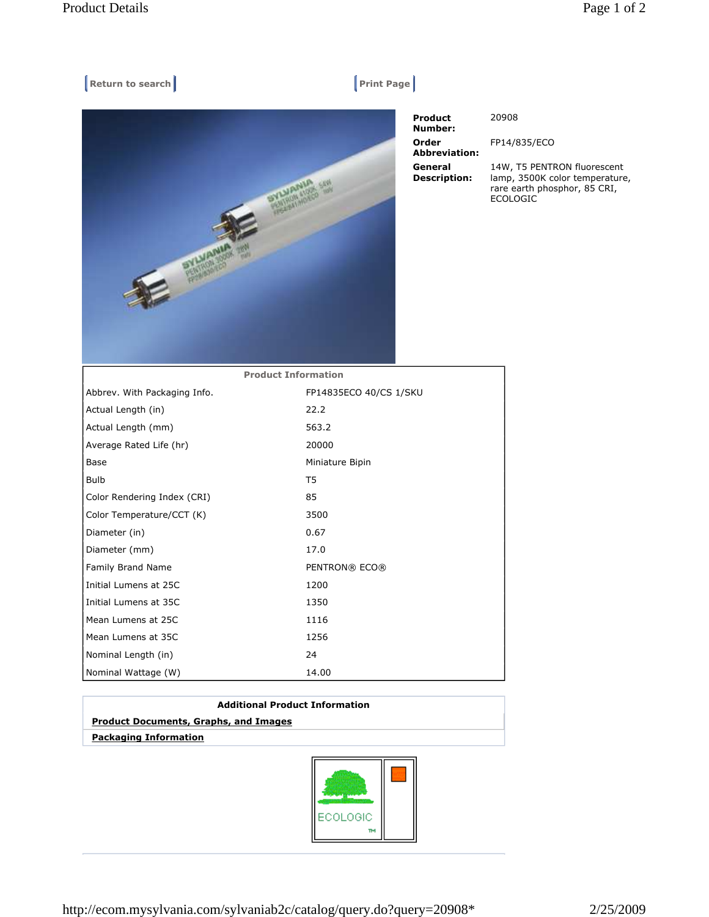Return to search | Print Page

| | |
|---|---|
| **Product Number:** | 20908 |
| **Order Abbreviation:** | FP14/835/ECO |
| **General Description:** | 14W, T5 PENTRON fluorescent lamp, 3500K color temperature, rare earth phosphor, 85 CRI, ECOLOGIC |

| Product Information | |
|---|---|
| Abbrev. With Packaging Info. | FP14835ECO 40/CS 1/SKU |
| Actual Length (in) | 22.2 |
| Actual Length (mm) | 563.2 |
| Average Rated Life (hr) | 20000 |
| Base | Miniature Bipin |
| Bulb | T5 |
| Color Rendering Index (CRI) | 85 |
| Color Temperature/CCT (K) | 3500 |
| Diameter (in) | 0.67 |
| Diameter (mm) | 17.0 |
| Family Brand Name | PENTRON® ECO® |
| Initial Lumens at 25C | 1200 |
| Initial Lumens at 35C | 1350 |
| Mean Lumens at 25C | 1116 |
| Mean Lumens at 35C | 1256 |
| Nominal Length (in) | 24 |
| Nominal Wattage (W) | 14.00 |

**Additional Product Information**

**Product Documents, Graphs, and Images**

**Packaging Information**

ECOLOGIC™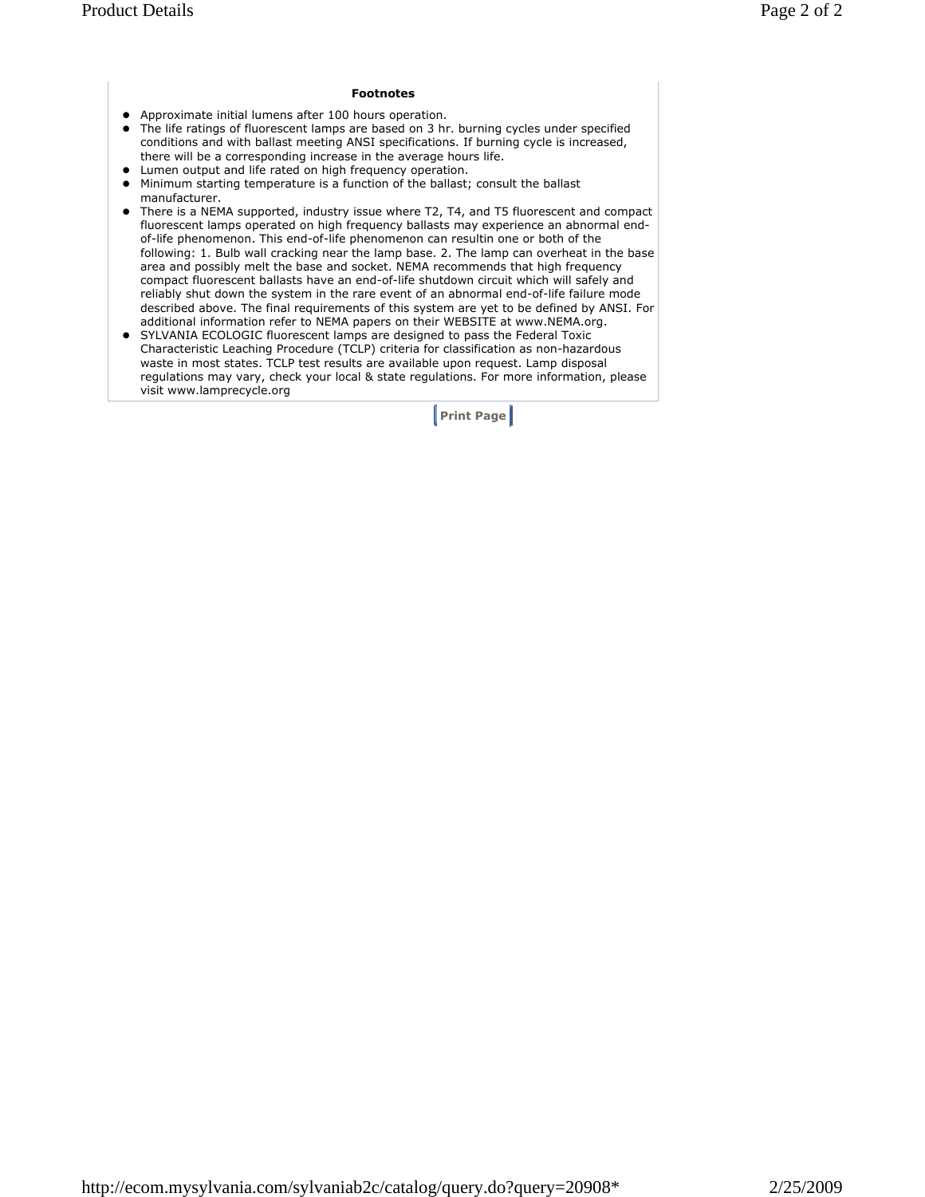**Footnotes**

- Approximate initial lumens after 100 hours operation.
- The life ratings of fluorescent lamps are based on 3 hr. burning cycles under specified conditions and with ballast meeting ANSI specifications. If burning cycle is increased, there will be a corresponding increase in the average hours life.
- Lumen output and life rated on high frequency operation.
- Minimum starting temperature is a function of the ballast; consult the ballast manufacturer.
- There is a NEMA supported, industry issue where T2, T4, and T5 fluorescent and compact fluorescent lamps operated on high frequency ballasts may experience an abnormal end-of-life phenomenon. This end-of-life phenomenon can resultin one or both of the following: 1. Bulb wall cracking near the lamp base. 2. The lamp can overheat in the base area and possibly melt the base and socket. NEMA recommends that high frequency compact fluorescent ballasts have an end-of-life shutdown circuit which will safely and reliably shut down the system in the rare event of an abnormal end-of-life failure mode described above. The final requirements of this system are yet to be defined by ANSI. For additional information refer to NEMA papers on their WEBSITE at www.NEMA.org.
- SYLVANIA ECOLOGIC fluorescent lamps are designed to pass the Federal Toxic Characteristic Leaching Procedure (TCLP) criteria for classification as non-hazardous waste in most states. TCLP test results are available upon request. Lamp disposal regulations may vary, check your local & state regulations. For more information, please visit www.lamprecycle.org

Print Page